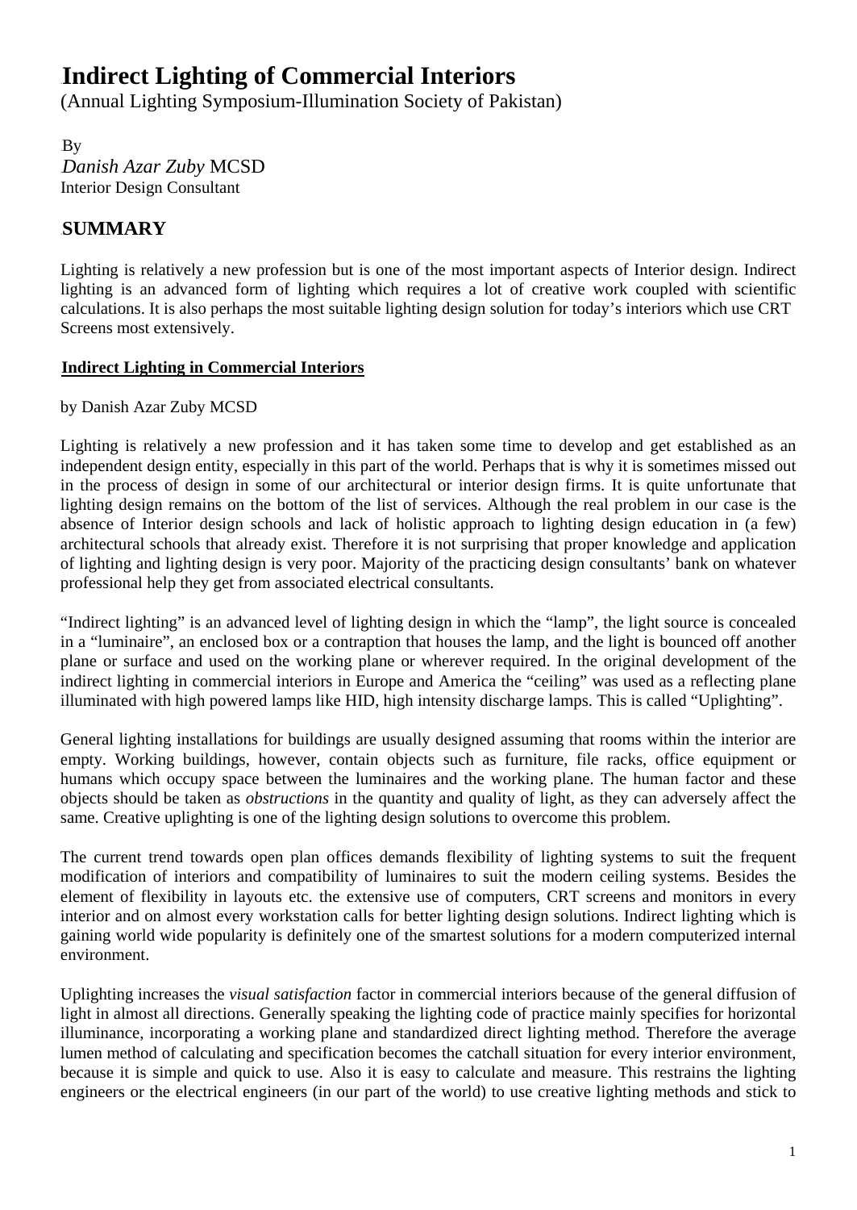# Indirect Lighting of Commercial Interiors

(Annual Lighting Symposium-Illumination Society of Pakistan)

By
*Danish Azar Zuby* MCSD
Interior Design Consultant

## SUMMARY

Lighting is relatively a new profession but is one of the most important aspects of Interior design. Indirect lighting is an advanced form of lighting which requires a lot of creative work coupled with scientific calculations. It is also perhaps the most suitable lighting design solution for today's interiors which use CRT Screens most extensively.

### Indirect Lighting in Commercial Interiors

by Danish Azar Zuby MCSD

Lighting is relatively a new profession and it has taken some time to develop and get established as an independent design entity, especially in this part of the world. Perhaps that is why it is sometimes missed out in the process of design in some of our architectural or interior design firms. It is quite unfortunate that lighting design remains on the bottom of the list of services. Although the real problem in our case is the absence of Interior design schools and lack of holistic approach to lighting design education in (a few) architectural schools that already exist. Therefore it is not surprising that proper knowledge and application of lighting and lighting design is very poor. Majority of the practicing design consultants' bank on whatever professional help they get from associated electrical consultants.

"Indirect lighting" is an advanced level of lighting design in which the "lamp", the light source is concealed in a "luminaire", an enclosed box or a contraption that houses the lamp, and the light is bounced off another plane or surface and used on the working plane or wherever required. In the original development of the indirect lighting in commercial interiors in Europe and America the "ceiling" was used as a reflecting plane illuminated with high powered lamps like HID, high intensity discharge lamps. This is called "Uplighting".

General lighting installations for buildings are usually designed assuming that rooms within the interior are empty. Working buildings, however, contain objects such as furniture, file racks, office equipment or humans which occupy space between the luminaires and the working plane. The human factor and these objects should be taken as *obstructions* in the quantity and quality of light, as they can adversely affect the same. Creative uplighting is one of the lighting design solutions to overcome this problem.

The current trend towards open plan offices demands flexibility of lighting systems to suit the frequent modification of interiors and compatibility of luminaires to suit the modern ceiling systems. Besides the element of flexibility in layouts etc. the extensive use of computers, CRT screens and monitors in every interior and on almost every workstation calls for better lighting design solutions. Indirect lighting which is gaining world wide popularity is definitely one of the smartest solutions for a modern computerized internal environment.

Uplighting increases the *visual satisfaction* factor in commercial interiors because of the general diffusion of light in almost all directions. Generally speaking the lighting code of practice mainly specifies for horizontal illuminance, incorporating a working plane and standardized direct lighting method. Therefore the average lumen method of calculating and specification becomes the catchall situation for every interior environment, because it is simple and quick to use. Also it is easy to calculate and measure. This restrains the lighting engineers or the electrical engineers (in our part of the world) to use creative lighting methods and stick to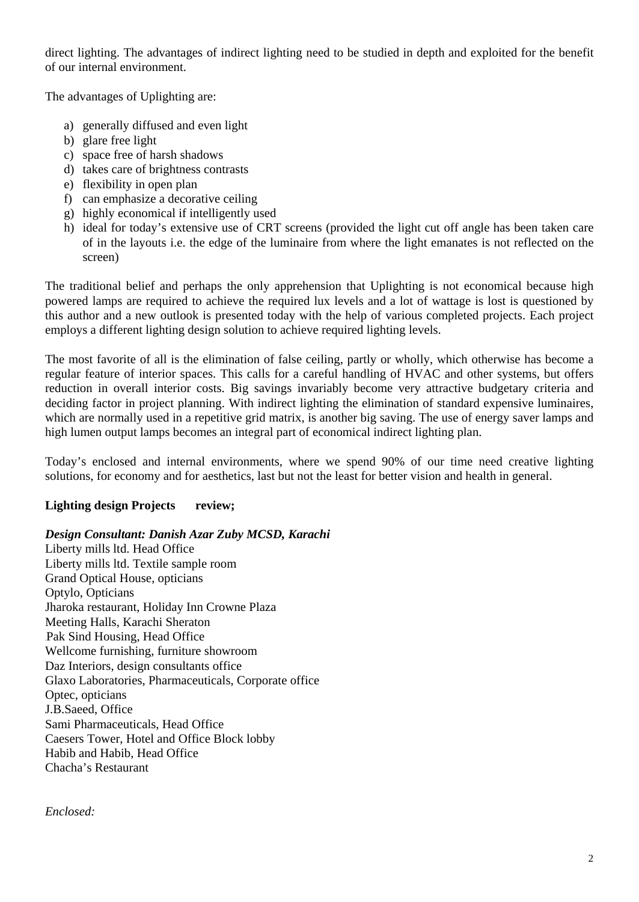direct lighting. The advantages of indirect lighting need to be studied in depth and exploited for the benefit of our internal environment.

The advantages of Uplighting are:

a) generally diffused and even light
b) glare free light
c) space free of harsh shadows
d) takes care of brightness contrasts
e) flexibility in open plan
f) can emphasize a decorative ceiling
g) highly economical if intelligently used
h) ideal for today's extensive use of CRT screens (provided the light cut off angle has been taken care of in the layouts i.e. the edge of the luminaire from where the light emanates is not reflected on the screen)

The traditional belief and perhaps the only apprehension that Uplighting is not economical because high powered lamps are required to achieve the required lux levels and a lot of wattage is lost is questioned by this author and a new outlook is presented today with the help of various completed projects. Each project employs a different lighting design solution to achieve required lighting levels.

The most favorite of all is the elimination of false ceiling, partly or wholly, which otherwise has become a regular feature of interior spaces. This calls for a careful handling of HVAC and other systems, but offers reduction in overall interior costs. Big savings invariably become very attractive budgetary criteria and deciding factor in project planning. With indirect lighting the elimination of standard expensive luminaires, which are normally used in a repetitive grid matrix, is another big saving. The use of energy saver lamps and high lumen output lamps becomes an integral part of economical indirect lighting plan.

Today's enclosed and internal environments, where we spend 90% of our time need creative lighting solutions, for economy and for aesthetics, last but not the least for better vision and health in general.

**Lighting design Projects review;**

***Design Consultant: Danish Azar Zuby MCSD, Karachi***

Liberty mills ltd. Head Office
Liberty mills ltd. Textile sample room
Grand Optical House, opticians
Optylo, Opticians
Jharoka restaurant, Holiday Inn Crowne Plaza
Meeting Halls, Karachi Sheraton
Pak Sind Housing, Head Office
Wellcome furnishing, furniture showroom
Daz Interiors, design consultants office
Glaxo Laboratories, Pharmaceuticals, Corporate office
Optec, opticians
J.B.Saeed, Office
Sami Pharmaceuticals, Head Office
Caesers Tower, Hotel and Office Block lobby
Habib and Habib, Head Office
Chacha's Restaurant

*Enclosed:*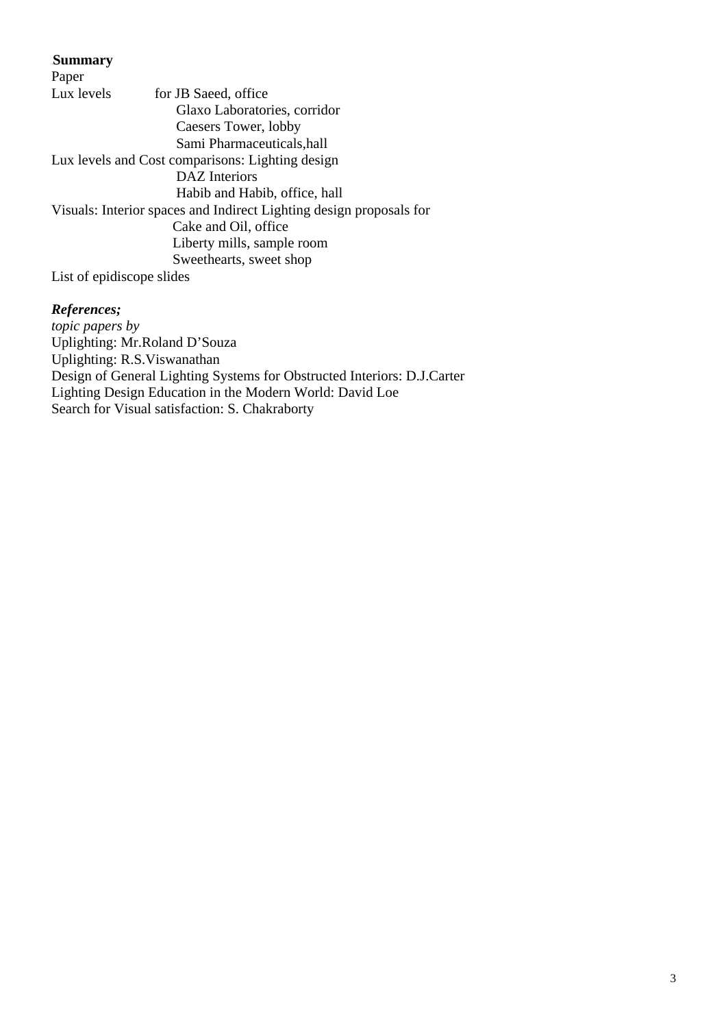**Summary**

Paper

Lux levels for JB Saeed, office
Glaxo Laboratories, corridor
Caesers Tower, lobby
Sami Pharmaceuticals,hall

Lux levels and Cost comparisons: Lighting design
DAZ Interiors
Habib and Habib, office, hall

Visuals: Interior spaces and Indirect Lighting design proposals for
Cake and Oil, office
Liberty mills, sample room
Sweethearts, sweet shop

List of epidiscope slides

***References;***

*topic papers by*

Uplighting: Mr.Roland D'Souza
Uplighting: R.S.Viswanathan
Design of General Lighting Systems for Obstructed Interiors: D.J.Carter
Lighting Design Education in the Modern World: David Loe
Search for Visual satisfaction: S. Chakraborty